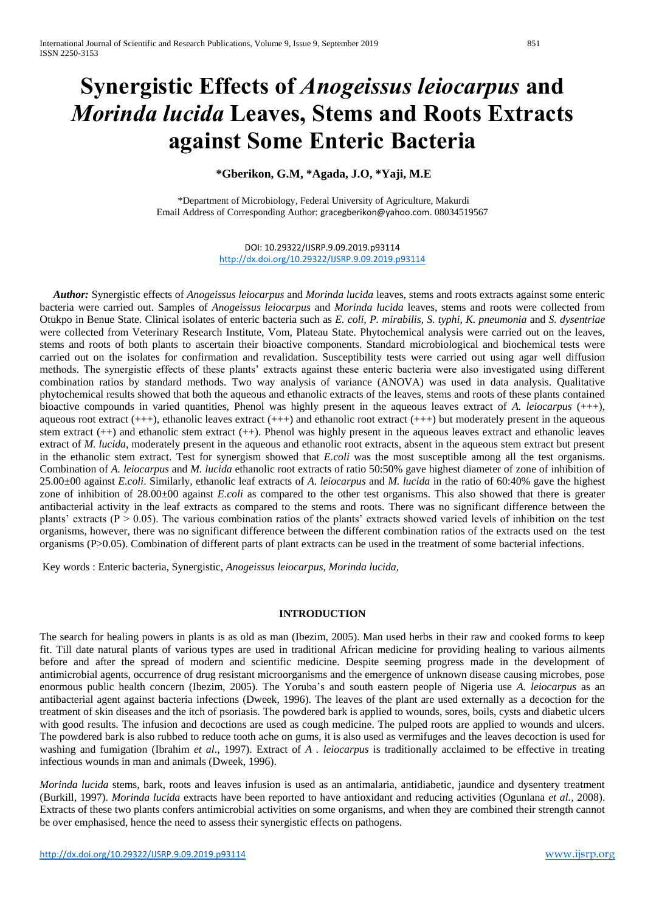# Synergistic Effects of *Anogeissus leiocarpus* and *Morinda lucida* Leaves, Stems and Roots Extracts against Some Enteric Bacteria

**\*Gberikon, G.M, \*Agada, J.O, \*Yaji, M.E**

\*Department of Microbiology, Federal University of Agriculture, Makurdi
Email Address of Corresponding Author: gracegberikon@yahoo.com. 08034519567

DOI: 10.29322/IJSRP.9.09.2019.p93114
http://dx.doi.org/10.29322/IJSRP.9.09.2019.p93114

***Author:*** Synergistic effects of *Anogeissus leiocarpus* and *Morinda lucida* leaves, stems and roots extracts against some enteric bacteria were carried out. Samples of *Anogeissus leiocarpus* and *Morinda lucida* leaves, stems and roots were collected from Otukpo in Benue State. Clinical isolates of enteric bacteria such as *E. coli, P. mirabilis, S. typhi, K. pneumonia* and *S. dysentriae* were collected from Veterinary Research Institute, Vom, Plateau State. Phytochemical analysis were carried out on the leaves, stems and roots of both plants to ascertain their bioactive components. Standard microbiological and biochemical tests were carried out on the isolates for confirmation and revalidation. Susceptibility tests were carried out using agar well diffusion methods. The synergistic effects of these plants' extracts against these enteric bacteria were also investigated using different combination ratios by standard methods. Two way analysis of variance (ANOVA) was used in data analysis. Qualitative phytochemical results showed that both the aqueous and ethanolic extracts of the leaves, stems and roots of these plants contained bioactive compounds in varied quantities, Phenol was highly present in the aqueous leaves extract of *A. leiocarpus* (+++), aqueous root extract (+++), ethanolic leaves extract (+++) and ethanolic root extract (+++) but moderately present in the aqueous stem extract (++) and ethanolic stem extract (++). Phenol was highly present in the aqueous leaves extract and ethanolic leaves extract of *M. lucida*, moderately present in the aqueous and ethanolic root extracts, absent in the aqueous stem extract but present in the ethanolic stem extract. Test for synergism showed that *E.coli* was the most susceptible among all the test organisms. Combination of *A. leiocarpus* and *M. lucida* ethanolic root extracts of ratio 50:50% gave highest diameter of zone of inhibition of 25.00±00 against *E.coli*. Similarly, ethanolic leaf extracts of *A. leiocarpus* and *M. lucida* in the ratio of 60:40% gave the highest zone of inhibition of 28.00±00 against *E.coli* as compared to the other test organisms. This also showed that there is greater antibacterial activity in the leaf extracts as compared to the stems and roots. There was no significant difference between the plants' extracts ($P > 0.05$). The various combination ratios of the plants' extracts showed varied levels of inhibition on the test organisms, however, there was no significant difference between the different combination ratios of the extracts used on the test organisms ($P>0.05$). Combination of different parts of plant extracts can be used in the treatment of some bacterial infections.

Key words : Enteric bacteria, Synergistic, *Anogeissus leiocarpus*, *Morinda lucida*,

## INTRODUCTION

The search for healing powers in plants is as old as man (Ibezim, 2005). Man used herbs in their raw and cooked forms to keep fit. Till date natural plants of various types are used in traditional African medicine for providing healing to various ailments before and after the spread of modern and scientific medicine. Despite seeming progress made in the development of antimicrobial agents, occurrence of drug resistant microorganisms and the emergence of unknown disease causing microbes, pose enormous public health concern (Ibezim, 2005). The Yoruba's and south eastern people of Nigeria use *A. leiocarpus* as an antibacterial agent against bacteria infections (Dweek, 1996). The leaves of the plant are used externally as a decoction for the treatment of skin diseases and the itch of psoriasis. The powdered bark is applied to wounds, sores, boils, cysts and diabetic ulcers with good results. The infusion and decoctions are used as cough medicine. The pulped roots are applied to wounds and ulcers. The powdered bark is also rubbed to reduce tooth ache on gums, it is also used as vermifuges and the leaves decoction is used for washing and fumigation (Ibrahim *et al*., 1997). Extract of *A . leiocarpus* is traditionally acclaimed to be effective in treating infectious wounds in man and animals (Dweek, 1996).

*Morinda lucida* stems, bark, roots and leaves infusion is used as an antimalaria, antidiabetic, jaundice and dysentery treatment (Burkill, 1997). *Morinda lucida* extracts have been reported to have antioxidant and reducing activities (Ogunlana *et al.*, 2008). Extracts of these two plants confers antimicrobial activities on some organisms, and when they are combined their strength cannot be over emphasised, hence the need to assess their synergistic effects on pathogens.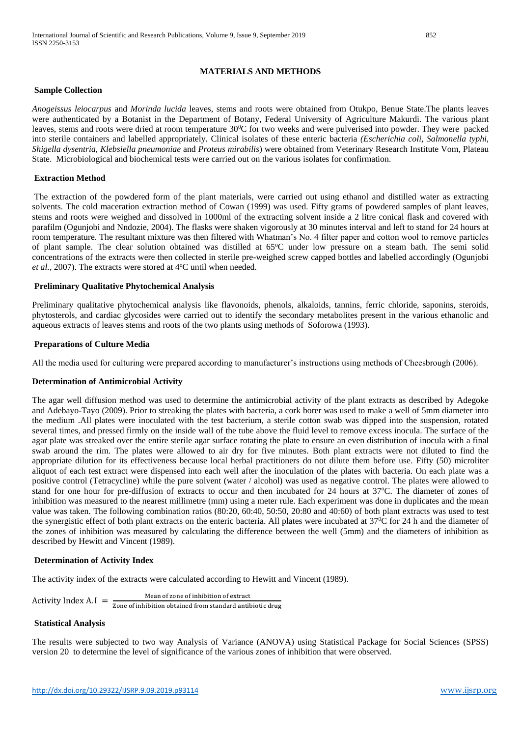## MATERIALS AND METHODS

### Sample Collection

*Anogeissus leiocarpus* and *Morinda lucida* leaves, stems and roots were obtained from Otukpo, Benue State.The plants leaves were authenticated by a Botanist in the Department of Botany, Federal University of Agriculture Makurdi. The various plant leaves, stems and roots were dried at room temperature $30^0$C for two weeks and were pulverised into powder. They were packed into sterile containers and labelled appropriately. Clinical isolates of these enteric bacteria *(Escherichia coli, Salmonella typhi, Shigella dysentria, Klebsiella pneumoniae* and *Proteus mirabilis*) were obtained from Veterinary Research Institute Vom, Plateau State. Microbiological and biochemical tests were carried out on the various isolates for confirmation.

### Extraction Method

The extraction of the powdered form of the plant materials, were carried out using ethanol and distilled water as extracting solvents. The cold maceration extraction method of Cowan (1999) was used. Fifty grams of powdered samples of plant leaves, stems and roots were weighed and dissolved in 1000ml of the extracting solvent inside a 2 litre conical flask and covered with parafilm (Ogunjobi and Nndozie, 2004). The flasks were shaken vigorously at 30 minutes interval and left to stand for 24 hours at room temperature. The resultant mixture was then filtered with Whatman's No. 4 filter paper and cotton wool to remove particles of plant sample. The clear solution obtained was distilled at 65$^o$C under low pressure on a steam bath. The semi solid concentrations of the extracts were then collected in sterile pre-weighed screw capped bottles and labelled accordingly (Ogunjobi *et al.,* 2007). The extracts were stored at 4$^o$C until when needed.

### Preliminary Qualitative Phytochemical Analysis

Preliminary qualitative phytochemical analysis like flavonoids, phenols, alkaloids, tannins, ferric chloride, saponins, steroids, phytosterols, and cardiac glycosides were carried out to identify the secondary metabolites present in the various ethanolic and aqueous extracts of leaves stems and roots of the two plants using methods of Soforowa (1993).

### Preparations of Culture Media

All the media used for culturing were prepared according to manufacturer's instructions using methods of Cheesbrough (2006).

### Determination of Antimicrobial Activity

The agar well diffusion method was used to determine the antimicrobial activity of the plant extracts as described by Adegoke and Adebayo-Tayo (2009). Prior to streaking the plates with bacteria, a cork borer was used to make a well of 5mm diameter into the medium .All plates were inoculated with the test bacterium, a sterile cotton swab was dipped into the suspension, rotated several times, and pressed firmly on the inside wall of the tube above the fluid level to remove excess inocula. The surface of the agar plate was streaked over the entire sterile agar surface rotating the plate to ensure an even distribution of inocula with a final swab around the rim. The plates were allowed to air dry for five minutes. Both plant extracts were not diluted to find the appropriate dilution for its effectiveness because local herbal practitioners do not dilute them before use. Fifty (50) microliter aliquot of each test extract were dispensed into each well after the inoculation of the plates with bacteria. On each plate was a positive control (Tetracycline) while the pure solvent (water / alcohol) was used as negative control. The plates were allowed to stand for one hour for pre-diffusion of extracts to occur and then incubated for 24 hours at 37$^o$C. The diameter of zones of inhibition was measured to the nearest millimetre (mm) using a meter rule. Each experiment was done in duplicates and the mean value was taken. The following combination ratios (80:20, 60:40, 50:50, 20:80 and 40:60) of both plant extracts was used to test the synergistic effect of both plant extracts on the enteric bacteria. All plates were incubated at $37^0$C for 24 h and the diameter of the zones of inhibition was measured by calculating the difference between the well (5mm) and the diameters of inhibition as described by Hewitt and Vincent (1989).

### Determination of Activity Index

The activity index of the extracts were calculated according to Hewitt and Vincent (1989).

$$\text{Activity Index A.I} = \frac{\text{Mean of zone of inhibition of extract}}{\text{Zone of inhibition obtained from standard antibiotic drug}}$$

### Statistical Analysis

The results were subjected to two way Analysis of Variance (ANOVA) using Statistical Package for Social Sciences (SPSS) version 20 to determine the level of significance of the various zones of inhibition that were observed.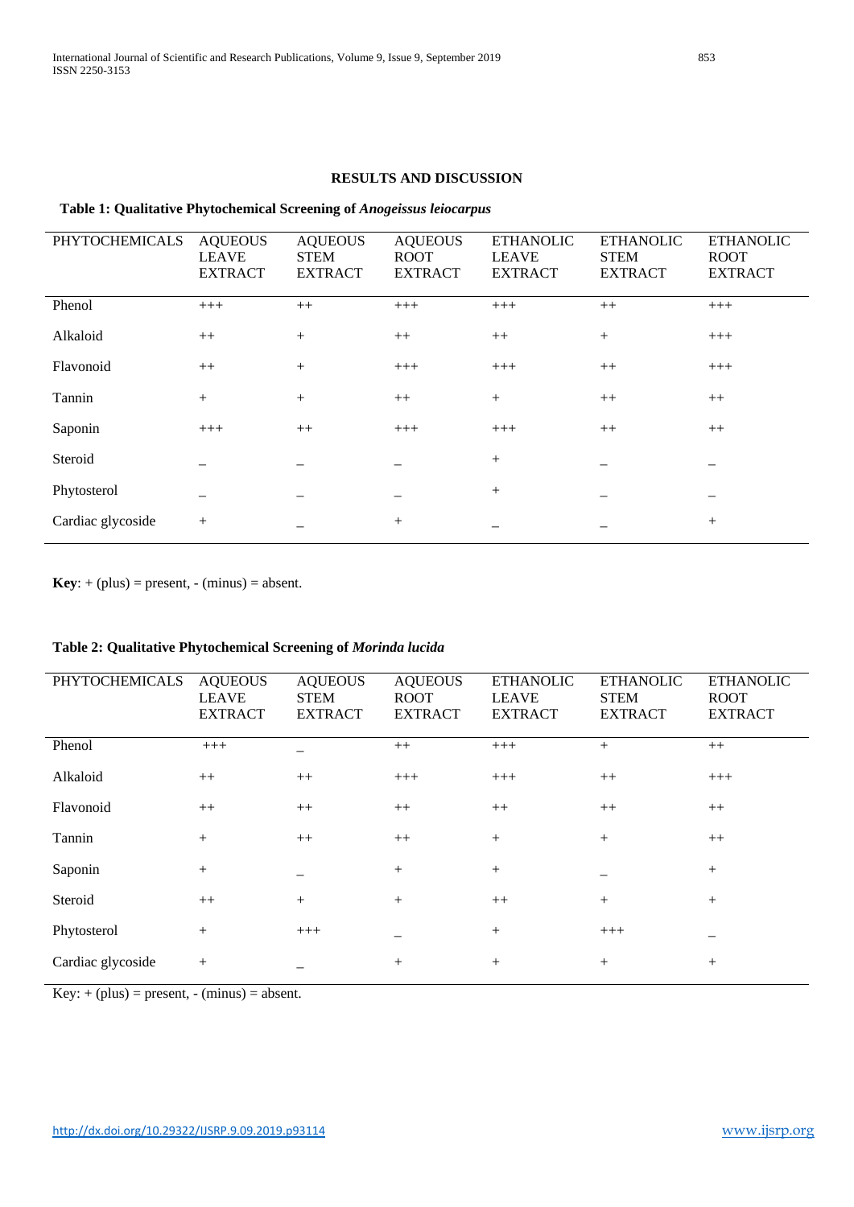## RESULTS AND DISCUSSION

**Table 1: Qualitative Phytochemical Screening of *Anogeissus leiocarpus***

| PHYTOCHEMICALS | AQUEOUS LEAVE EXTRACT | AQUEOUS STEM EXTRACT | AQUEOUS ROOT EXTRACT | ETHANOLIC LEAVE EXTRACT | ETHANOLIC STEM EXTRACT | ETHANOLIC ROOT EXTRACT |
|---|---|---|---|---|---|---|
| Phenol | +++ | ++ | +++ | +++ | ++ | +++ |
| Alkaloid | ++ | + | ++ | ++ | + | +++ |
| Flavonoid | ++ | + | +++ | +++ | ++ | +++ |
| Tannin | + | + | ++ | + | ++ | ++ |
| Saponin | +++ | ++ | +++ | +++ | ++ | ++ |
| Steroid | – | – | – | + | – | – |
| Phytosterol | – | – | – | + | – | – |
| Cardiac glycoside | + | – | + | – | – | + |

**Key**: + (plus) = present, - (minus) = absent.

**Table 2: Qualitative Phytochemical Screening of *Morinda lucida***

| PHYTOCHEMICALS | AQUEOUS LEAVE EXTRACT | AQUEOUS STEM EXTRACT | AQUEOUS ROOT EXTRACT | ETHANOLIC LEAVE EXTRACT | ETHANOLIC STEM EXTRACT | ETHANOLIC ROOT EXTRACT |
|---|---|---|---|---|---|---|
| Phenol | +++ | – | ++ | +++ | + | ++ |
| Alkaloid | ++ | ++ | +++ | +++ | ++ | +++ |
| Flavonoid | ++ | ++ | ++ | ++ | ++ | ++ |
| Tannin | + | ++ | ++ | + | + | ++ |
| Saponin | + | – | + | + | – | + |
| Steroid | ++ | + | + | ++ | + | + |
| Phytosterol | + | +++ | – | + | +++ | – |
| Cardiac glycoside | + | – | + | + | + | + |

Key: + (plus) = present, - (minus) = absent.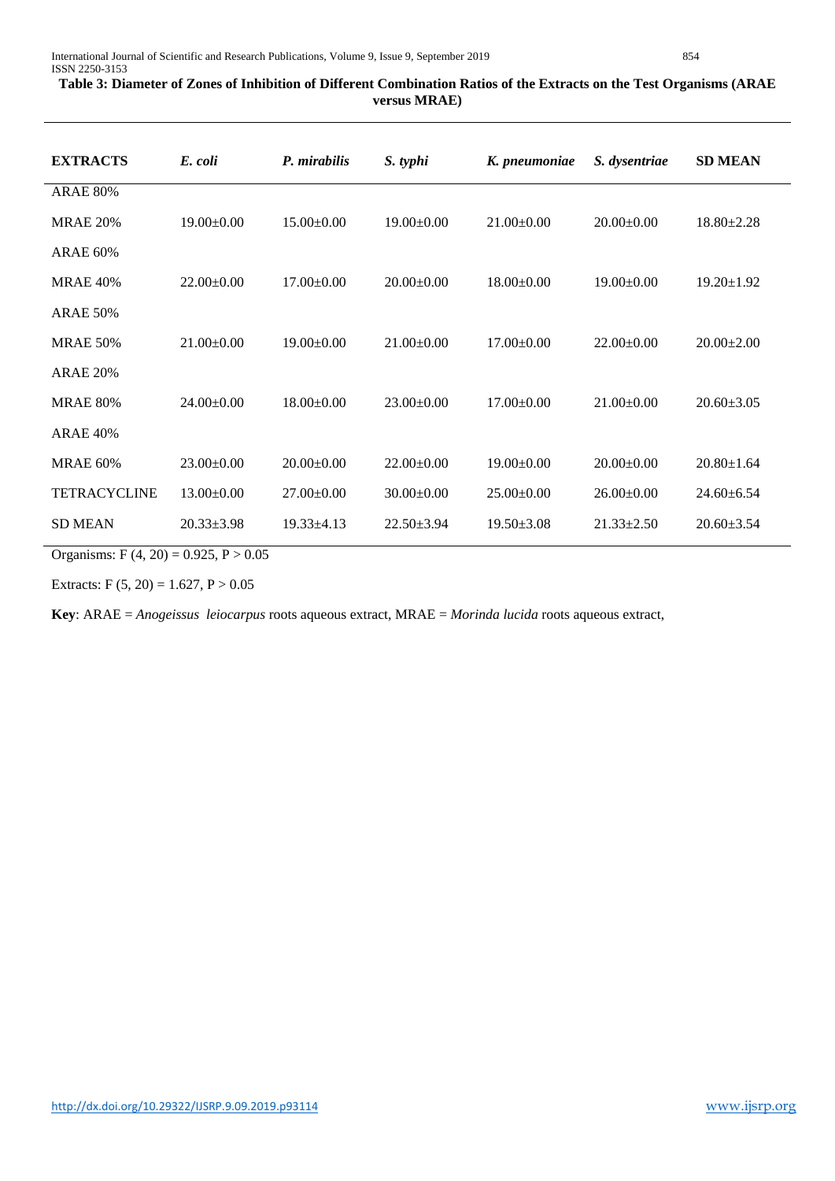**Table 3: Diameter of Zones of Inhibition of Different Combination Ratios of the Extracts on the Test Organisms (ARAE versus MRAE)**

| EXTRACTS | *E. coli* | *P. mirabilis* | *S. typhi* | *K. pneumoniae* | *S. dysentriae* | SD MEAN |
|---|---|---|---|---|---|---|
| ARAE 80% MRAE 20% | 19.00±0.00 | 15.00±0.00 | 19.00±0.00 | 21.00±0.00 | 20.00±0.00 | 18.80±2.28 |
| ARAE 60% MRAE 40% | 22.00±0.00 | 17.00±0.00 | 20.00±0.00 | 18.00±0.00 | 19.00±0.00 | 19.20±1.92 |
| ARAE 50% MRAE 50% | 21.00±0.00 | 19.00±0.00 | 21.00±0.00 | 17.00±0.00 | 22.00±0.00 | 20.00±2.00 |
| ARAE 20% MRAE 80% | 24.00±0.00 | 18.00±0.00 | 23.00±0.00 | 17.00±0.00 | 21.00±0.00 | 20.60±3.05 |
| ARAE 40% MRAE 60% | 23.00±0.00 | 20.00±0.00 | 22.00±0.00 | 19.00±0.00 | 20.00±0.00 | 20.80±1.64 |
| TETRACYCLINE | 13.00±0.00 | 27.00±0.00 | 30.00±0.00 | 25.00±0.00 | 26.00±0.00 | 24.60±6.54 |
| SD MEAN | 20.33±3.98 | 19.33±4.13 | 22.50±3.94 | 19.50±3.08 | 21.33±2.50 | 20.60±3.54 |

Organisms: $F (4, 20) = 0.925, P > 0.05$

Extracts: $F (5, 20) = 1.627, P > 0.05$

**Key**: ARAE = *Anogeissus leiocarpus* roots aqueous extract, MRAE = *Morinda lucida* roots aqueous extract,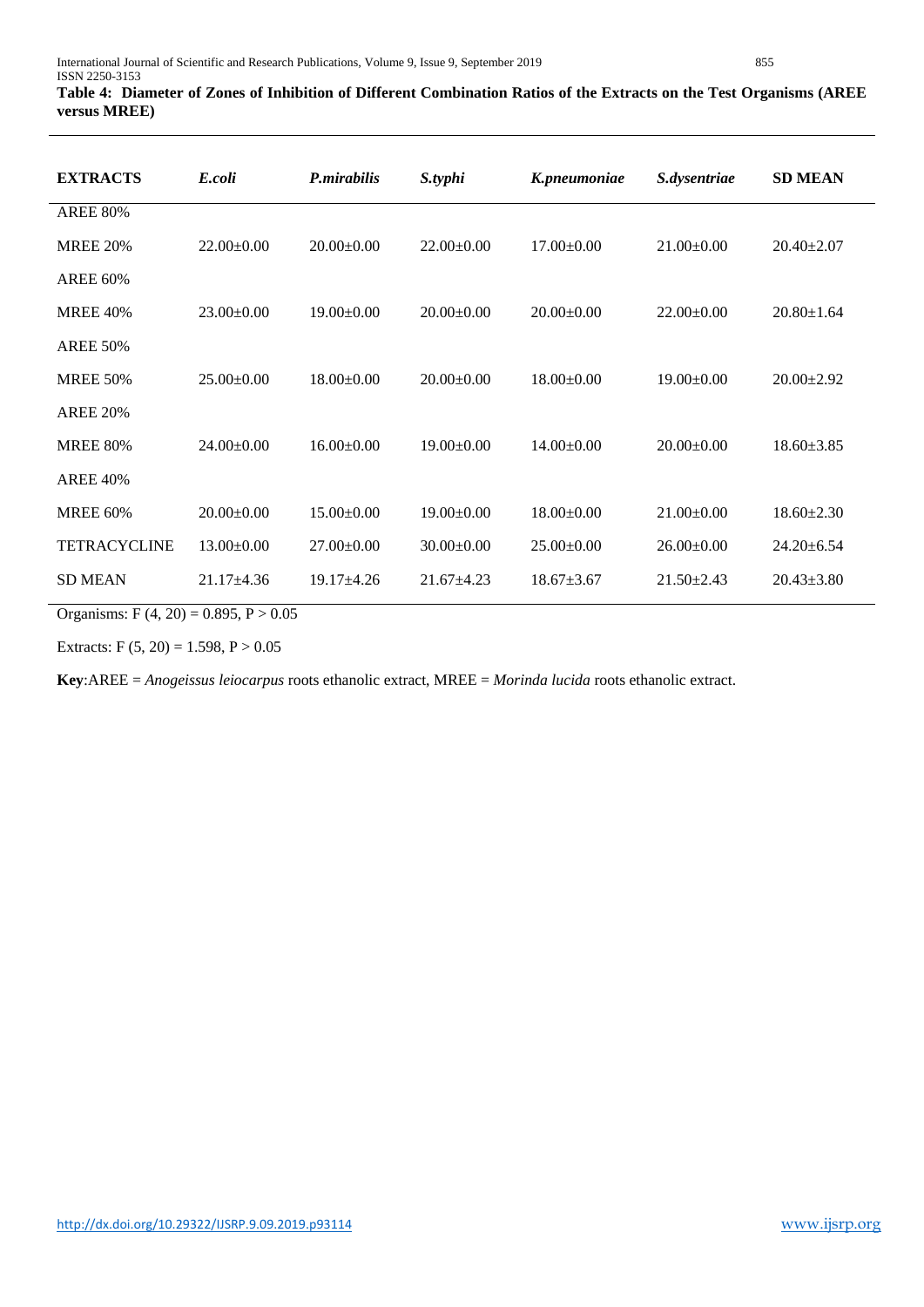**Table 4: Diameter of Zones of Inhibition of Different Combination Ratios of the Extracts on the Test Organisms (AREE versus MREE)**

| EXTRACTS | *E.coli* | *P.mirabilis* | *S.typhi* | *K.pneumoniae* | *S.dysentriae* | SD MEAN |
|---|---|---|---|---|---|---|
| AREE 80% MREE 20% | 22.00±0.00 | 20.00±0.00 | 22.00±0.00 | 17.00±0.00 | 21.00±0.00 | 20.40±2.07 |
| AREE 60% MREE 40% | 23.00±0.00 | 19.00±0.00 | 20.00±0.00 | 20.00±0.00 | 22.00±0.00 | 20.80±1.64 |
| AREE 50% MREE 50% | 25.00±0.00 | 18.00±0.00 | 20.00±0.00 | 18.00±0.00 | 19.00±0.00 | 20.00±2.92 |
| AREE 20% MREE 80% | 24.00±0.00 | 16.00±0.00 | 19.00±0.00 | 14.00±0.00 | 20.00±0.00 | 18.60±3.85 |
| AREE 40% MREE 60% | 20.00±0.00 | 15.00±0.00 | 19.00±0.00 | 18.00±0.00 | 21.00±0.00 | 18.60±2.30 |
| TETRACYCLINE | 13.00±0.00 | 27.00±0.00 | 30.00±0.00 | 25.00±0.00 | 26.00±0.00 | 24.20±6.54 |
| SD MEAN | 21.17±4.36 | 19.17±4.26 | 21.67±4.23 | 18.67±3.67 | 21.50±2.43 | 20.43±3.80 |

Organisms: $F(4, 20) = 0.895$, $P > 0.05$

Extracts: $F(5, 20) = 1.598$, $P > 0.05$

**Key**:AREE = *Anogeissus leiocarpus* roots ethanolic extract, MREE = *Morinda lucida* roots ethanolic extract.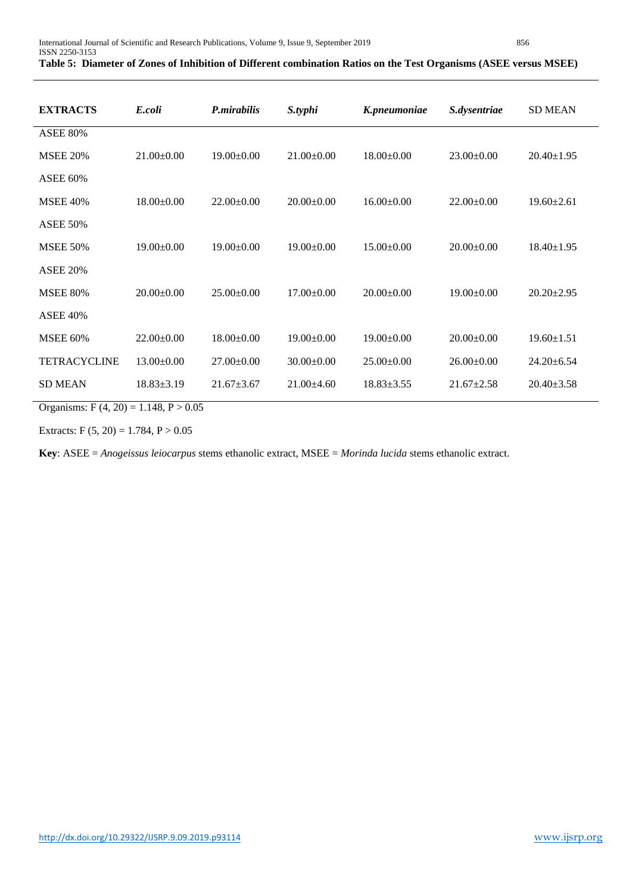**Table 5: Diameter of Zones of Inhibition of Different combination Ratios on the Test Organisms (ASEE versus MSEE)**

| EXTRACTS | *E.coli* | *P.mirabilis* | *S.typhi* | *K.pneumoniae* | *S.dysentriae* | SD MEAN |
|---|---|---|---|---|---|---|
| ASEE 80% MSEE 20% | 21.00±0.00 | 19.00±0.00 | 21.00±0.00 | 18.00±0.00 | 23.00±0.00 | 20.40±1.95 |
| ASEE 60% MSEE 40% | 18.00±0.00 | 22.00±0.00 | 20.00±0.00 | 16.00±0.00 | 22.00±0.00 | 19.60±2.61 |
| ASEE 50% MSEE 50% | 19.00±0.00 | 19.00±0.00 | 19.00±0.00 | 15.00±0.00 | 20.00±0.00 | 18.40±1.95 |
| ASEE 20% MSEE 80% | 20.00±0.00 | 25.00±0.00 | 17.00±0.00 | 20.00±0.00 | 19.00±0.00 | 20.20±2.95 |
| ASEE 40% MSEE 60% | 22.00±0.00 | 18.00±0.00 | 19.00±0.00 | 19.00±0.00 | 20.00±0.00 | 19.60±1.51 |
| TETRACYCLINE | 13.00±0.00 | 27.00±0.00 | 30.00±0.00 | 25.00±0.00 | 26.00±0.00 | 24.20±6.54 |
| SD MEAN | 18.83±3.19 | 21.67±3.67 | 21.00±4.60 | 18.83±3.55 | 21.67±2.58 | 20.40±3.58 |

Organisms: $F(4, 20) = 1.148$, $P > 0.05$

Extracts: $F(5, 20) = 1.784$, $P > 0.05$

**Key**: ASEE = *Anogeissus leiocarpus* stems ethanolic extract, MSEE = *Morinda lucida* stems ethanolic extract.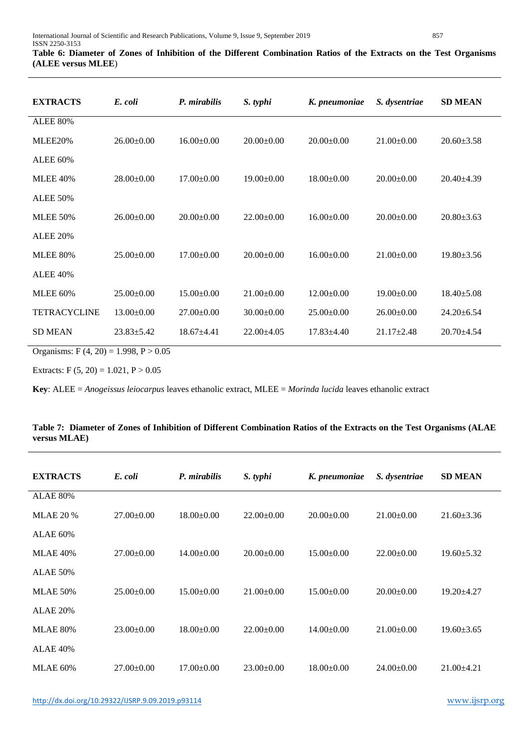**Table 6: Diameter of Zones of Inhibition of the Different Combination Ratios of the Extracts on the Test Organisms (ALEE versus MLEE)**

| EXTRACTS | *E. coli* | *P. mirabilis* | *S. typhi* | *K. pneumoniae* | *S. dysentriae* | SD MEAN |
|---|---|---|---|---|---|---|
| ALEE 80% MLEE20% | 26.00±0.00 | 16.00±0.00 | 20.00±0.00 | 20.00±0.00 | 21.00±0.00 | 20.60±3.58 |
| ALEE 60% MLEE 40% | 28.00±0.00 | 17.00±0.00 | 19.00±0.00 | 18.00±0.00 | 20.00±0.00 | 20.40±4.39 |
| ALEE 50% MLEE 50% | 26.00±0.00 | 20.00±0.00 | 22.00±0.00 | 16.00±0.00 | 20.00±0.00 | 20.80±3.63 |
| ALEE 20% MLEE 80% | 25.00±0.00 | 17.00±0.00 | 20.00±0.00 | 16.00±0.00 | 21.00±0.00 | 19.80±3.56 |
| ALEE 40% MLEE 60% | 25.00±0.00 | 15.00±0.00 | 21.00±0.00 | 12.00±0.00 | 19.00±0.00 | 18.40±5.08 |
| TETRACYCLINE | 13.00±0.00 | 27.00±0.00 | 30.00±0.00 | 25.00±0.00 | 26.00±0.00 | 24.20±6.54 |
| SD MEAN | 23.83±5.42 | 18.67±4.41 | 22.00±4.05 | 17.83±4.40 | 21.17±2.48 | 20.70±4.54 |

Organisms: $F_{(4, 20)} = 1.998$, $P > 0.05$

Extracts: $F_{(5, 20)} = 1.021$, $P > 0.05$

**Key**: ALEE = *Anogeissus leiocarpus* leaves ethanolic extract, MLEE = *Morinda lucida* leaves ethanolic extract

**Table 7: Diameter of Zones of Inhibition of Different Combination Ratios of the Extracts on the Test Organisms (ALAE versus MLAE)**

| EXTRACTS | *E. coli* | *P. mirabilis* | *S. typhi* | *K. pneumoniae* | *S. dysentriae* | SD MEAN |
|---|---|---|---|---|---|---|
| ALAE 80% MLAE 20 % | 27.00±0.00 | 18.00±0.00 | 22.00±0.00 | 20.00±0.00 | 21.00±0.00 | 21.60±3.36 |
| ALAE 60% MLAE 40% | 27.00±0.00 | 14.00±0.00 | 20.00±0.00 | 15.00±0.00 | 22.00±0.00 | 19.60±5.32 |
| ALAE 50% MLAE 50% | 25.00±0.00 | 15.00±0.00 | 21.00±0.00 | 15.00±0.00 | 20.00±0.00 | 19.20±4.27 |
| ALAE 20% MLAE 80% | 23.00±0.00 | 18.00±0.00 | 22.00±0.00 | 14.00±0.00 | 21.00±0.00 | 19.60±3.65 |
| ALAE 40% MLAE 60% | 27.00±0.00 | 17.00±0.00 | 23.00±0.00 | 18.00±0.00 | 24.00±0.00 | 21.00±4.21 |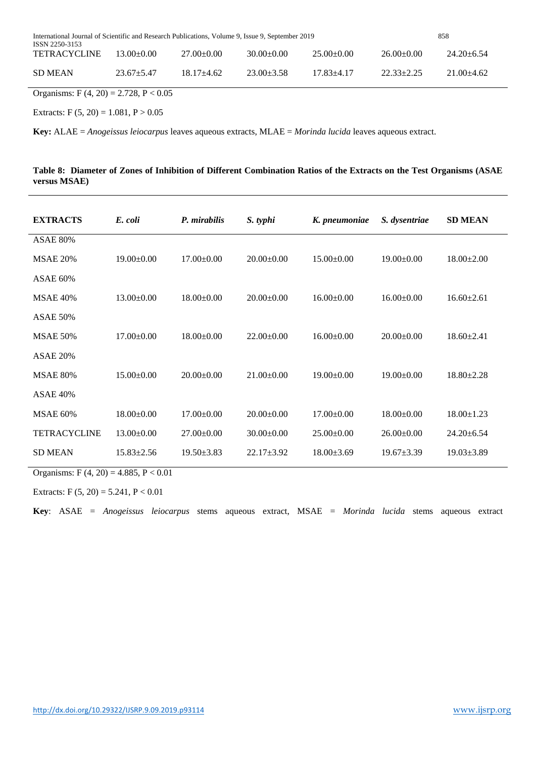| TETRACYCLINE | 13.00±0.00 | 27.00±0.00 | 30.00±0.00 | 25.00±0.00 | 26.00±0.00 | 24.20±6.54 |
|---|---|---|---|---|---|---|
| SD MEAN | 23.67±5.47 | 18.17±4.62 | 23.00±3.58 | 17.83±4.17 | 22.33±2.25 | 21.00±4.62 |

Organisms: $F(4, 20) = 2.728$, $P < 0.05$

Extracts: $F(5, 20) = 1.081$, $P > 0.05$

**Key:** ALAE = *Anogeissus leiocarpus* leaves aqueous extracts, MLAE = *Morinda lucida* leaves aqueous extract.

**Table 8: Diameter of Zones of Inhibition of Different Combination Ratios of the Extracts on the Test Organisms (ASAE versus MSAE)**

| EXTRACTS | *E. coli* | *P. mirabilis* | *S. typhi* | *K. pneumoniae* | *S. dysentriae* | SD MEAN |
|---|---|---|---|---|---|---|
| ASAE 80% MSAE 20% | 19.00±0.00 | 17.00±0.00 | 20.00±0.00 | 15.00±0.00 | 19.00±0.00 | 18.00±2.00 |
| ASAE 60% MSAE 40% | 13.00±0.00 | 18.00±0.00 | 20.00±0.00 | 16.00±0.00 | 16.00±0.00 | 16.60±2.61 |
| ASAE 50% MSAE 50% | 17.00±0.00 | 18.00±0.00 | 22.00±0.00 | 16.00±0.00 | 20.00±0.00 | 18.60±2.41 |
| ASAE 20% MSAE 80% | 15.00±0.00 | 20.00±0.00 | 21.00±0.00 | 19.00±0.00 | 19.00±0.00 | 18.80±2.28 |
| ASAE 40% MSAE 60% | 18.00±0.00 | 17.00±0.00 | 20.00±0.00 | 17.00±0.00 | 18.00±0.00 | 18.00±1.23 |
| TETRACYCLINE | 13.00±0.00 | 27.00±0.00 | 30.00±0.00 | 25.00±0.00 | 26.00±0.00 | 24.20±6.54 |
| SD MEAN | 15.83±2.56 | 19.50±3.83 | 22.17±3.92 | 18.00±3.69 | 19.67±3.39 | 19.03±3.89 |

Organisms: $F(4, 20) = 4.885$, $P < 0.01$

Extracts: $F(5, 20) = 5.241$, $P < 0.01$

**Key**: ASAE = *Anogeissus leiocarpus* stems aqueous extract, MSAE = *Morinda lucida* stems aqueous extract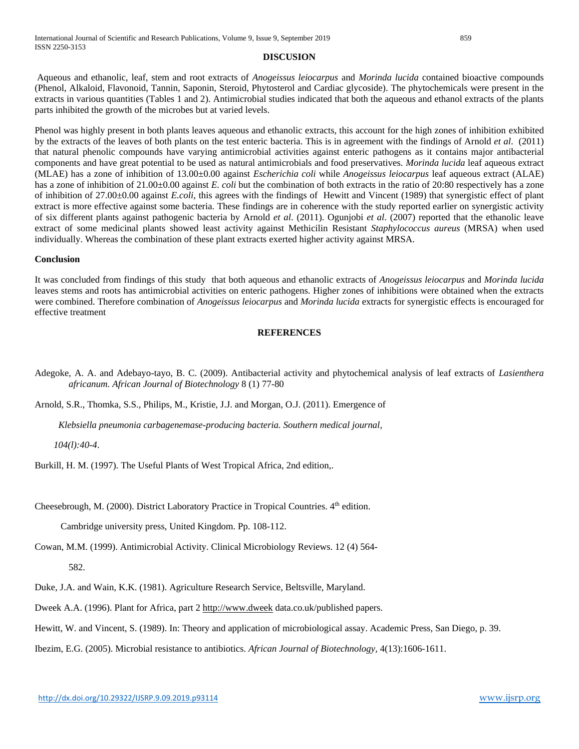## DISCUSION

Aqueous and ethanolic, leaf, stem and root extracts of *Anogeissus leiocarpus* and *Morinda lucida* contained bioactive compounds (Phenol, Alkaloid, Flavonoid, Tannin, Saponin, Steroid, Phytosterol and Cardiac glycoside). The phytochemicals were present in the extracts in various quantities (Tables 1 and 2). Antimicrobial studies indicated that both the aqueous and ethanol extracts of the plants parts inhibited the growth of the microbes but at varied levels.

Phenol was highly present in both plants leaves aqueous and ethanolic extracts, this account for the high zones of inhibition exhibited by the extracts of the leaves of both plants on the test enteric bacteria. This is in agreement with the findings of Arnold *et al*. (2011) that natural phenolic compounds have varying antimicrobial activities against enteric pathogens as it contains major antibacterial components and have great potential to be used as natural antimicrobials and food preservatives. *Morinda lucida* leaf aqueous extract (MLAE) has a zone of inhibition of 13.00±0.00 against *Escherichia coli* while *Anogeissus leiocarpus* leaf aqueous extract (ALAE) has a zone of inhibition of 21.00±0.00 against *E. coli* but the combination of both extracts in the ratio of 20:80 respectively has a zone of inhibition of 27.00±0.00 against *E.coli*, this agrees with the findings of Hewitt and Vincent (1989) that synergistic effect of plant extract is more effective against some bacteria. These findings are in coherence with the study reported earlier on synergistic activity of six different plants against pathogenic bacteria by Arnold *et al*. (2011). Ogunjobi *et al*. (2007) reported that the ethanolic leave extract of some medicinal plants showed least activity against Methicilin Resistant *Staphylococcus aureus* (MRSA) when used individually. Whereas the combination of these plant extracts exerted higher activity against MRSA.

### Conclusion

It was concluded from findings of this study that both aqueous and ethanolic extracts of *Anogeissus leiocarpus* and *Morinda lucida* leaves stems and roots has antimicrobial activities on enteric pathogens. Higher zones of inhibitions were obtained when the extracts were combined. Therefore combination of *Anogeissus leiocarpus* and *Morinda lucida* extracts for synergistic effects is encouraged for effective treatment

## REFERENCES

Adegoke, A. A. and Adebayo-tayo, B. C. (2009). Antibacterial activity and phytochemical analysis of leaf extracts of *Lasienthera africanum. African Journal of Biotechnology* 8 (1) 77-80

Arnold, S.R., Thomka, S.S., Philips, M., Kristie, J.J. and Morgan, O.J. (2011). Emergence of *Klebsiella pneumonia carbagenemase-producing bacteria. Southern medical journal, 104(l):40-4*.

Burkill, H. M. (1997). The Useful Plants of West Tropical Africa, 2nd edition,.

Cheesebrough, M. (2000). District Laboratory Practice in Tropical Countries. 4th edition. Cambridge university press, United Kingdom. Pp. 108-112.

Cowan, M.M. (1999). Antimicrobial Activity. Clinical Microbiology Reviews. 12 (4) 564-582.

Duke, J.A. and Wain, K.K. (1981). Agriculture Research Service, Beltsville, Maryland.

Dweek A.A. (1996). Plant for Africa, part 2 http://www.dweek data.co.uk/published papers.

Hewitt, W. and Vincent, S. (1989). In: Theory and application of microbiological assay. Academic Press, San Diego, p. 39.

Ibezim, E.G. (2005). Microbial resistance to antibiotics. *African Journal of Biotechnology*, 4(13):1606-1611.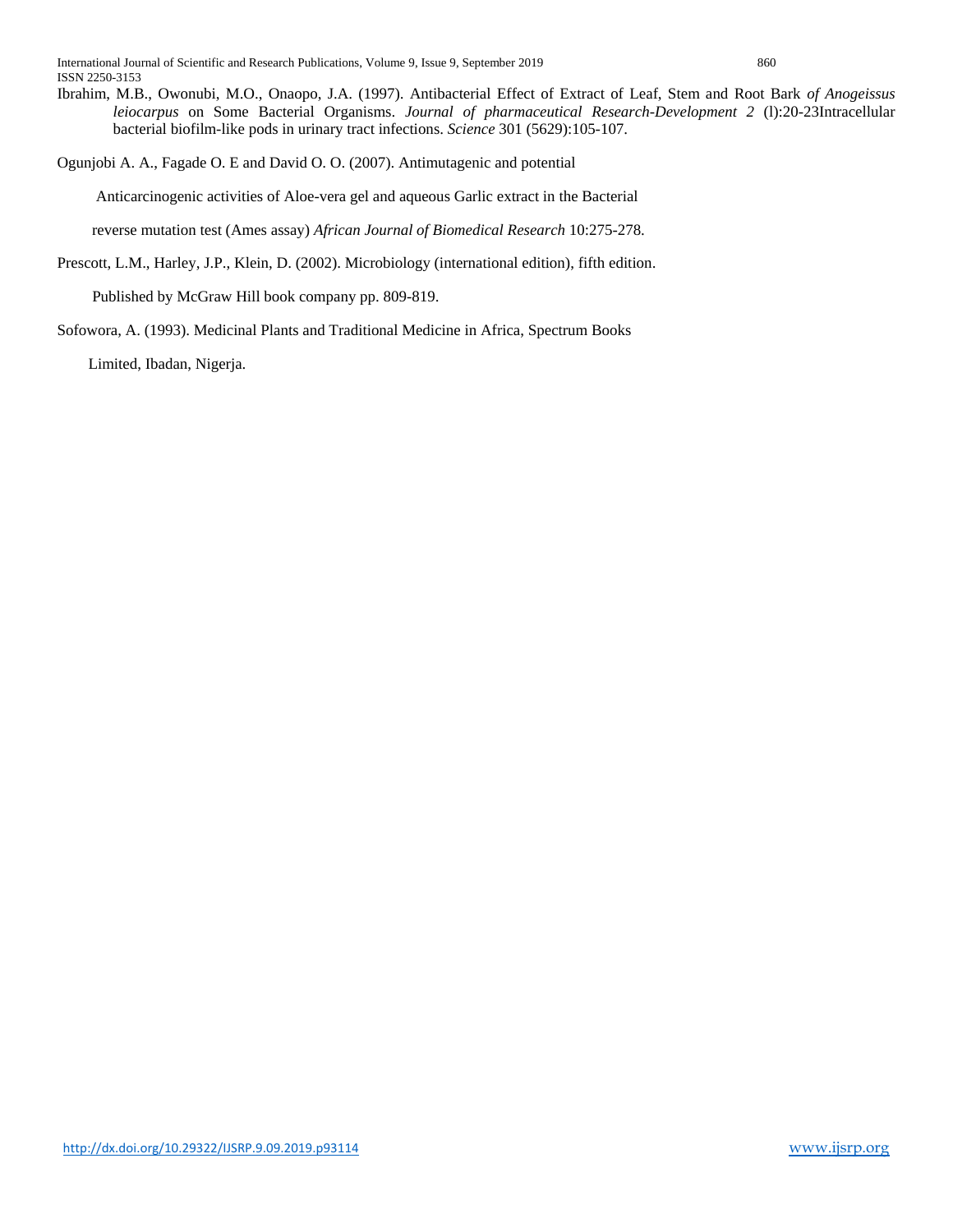Ibrahim, M.B., Owonubi, M.O., Onaopo, J.A. (1997). Antibacterial Effect of Extract of Leaf, Stem and Root Bark *of Anogeissus leiocarpus* on Some Bacterial Organisms. *Journal of pharmaceutical Research-Development 2* (l):20-23Intracellular bacterial biofilm-like pods in urinary tract infections. *Science* 301 (5629):105-107.

Ogunjobi A. A., Fagade O. E and David O. O. (2007). Antimutagenic and potential Anticarcinogenic activities of Aloe-vera gel and aqueous Garlic extract in the Bacterial reverse mutation test (Ames assay) *African Journal of Biomedical Research* 10:275-278.

Prescott, L.M., Harley, J.P., Klein, D. (2002). Microbiology (international edition), fifth edition. Published by McGraw Hill book company pp. 809-819.

Sofowora, A. (1993). Medicinal Plants and Traditional Medicine in Africa, Spectrum Books Limited, Ibadan, Nigerja.